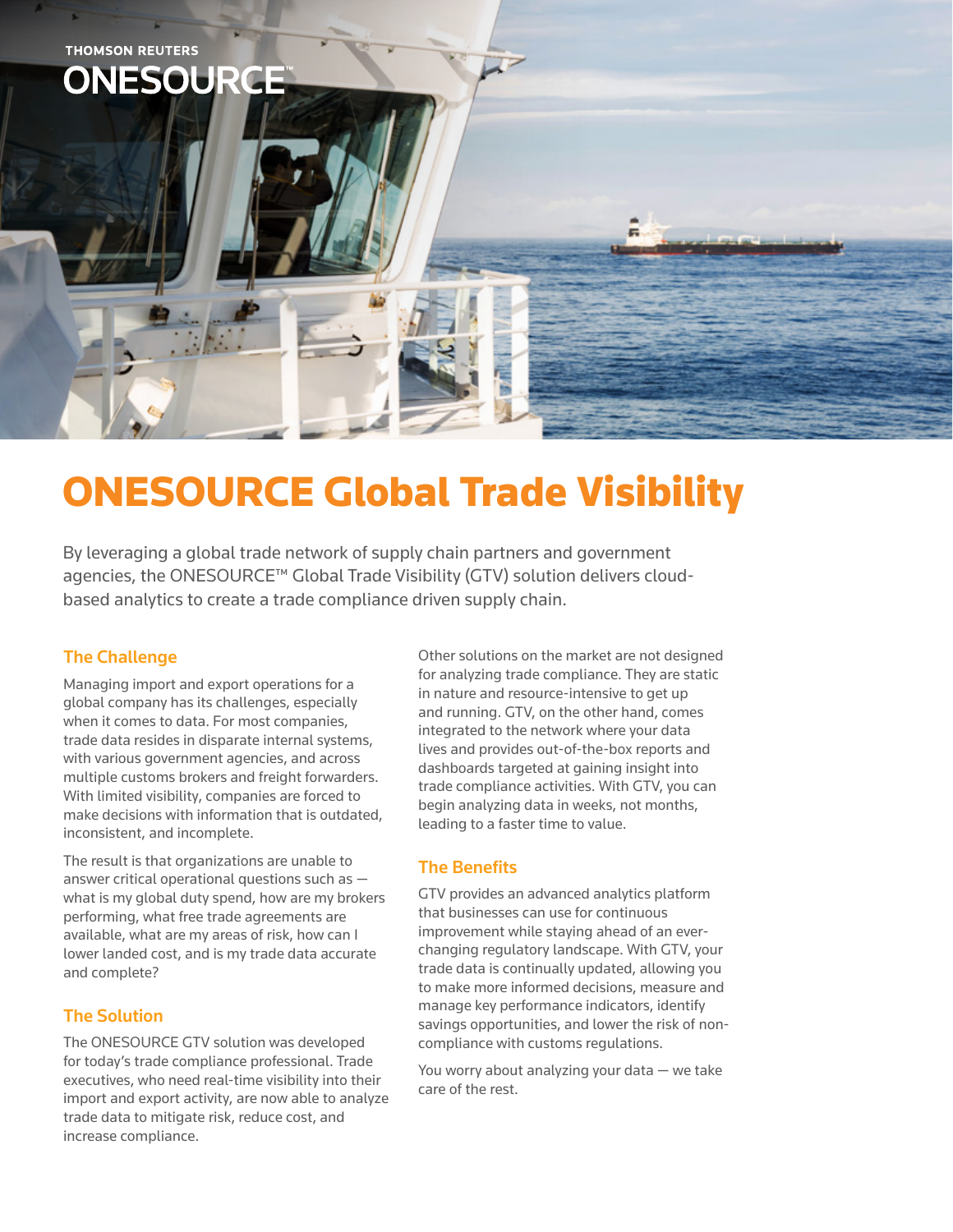THOMSON REUTERS
ONESOURCE™

# ONESOURCE Global Trade Visibility

By leveraging a global trade network of supply chain partners and government agencies, the ONESOURCE™ Global Trade Visibility (GTV) solution delivers cloud-based analytics to create a trade compliance driven supply chain.

## The Challenge

Managing import and export operations for a global company has its challenges, especially when it comes to data. For most companies, trade data resides in disparate internal systems, with various government agencies, and across multiple customs brokers and freight forwarders. With limited visibility, companies are forced to make decisions with information that is outdated, inconsistent, and incomplete.

The result is that organizations are unable to answer critical operational questions such as — what is my global duty spend, how are my brokers performing, what free trade agreements are available, what are my areas of risk, how can I lower landed cost, and is my trade data accurate and complete?

## The Solution

The ONESOURCE GTV solution was developed for today's trade compliance professional. Trade executives, who need real-time visibility into their import and export activity, are now able to analyze trade data to mitigate risk, reduce cost, and increase compliance.

Other solutions on the market are not designed for analyzing trade compliance. They are static in nature and resource-intensive to get up and running. GTV, on the other hand, comes integrated to the network where your data lives and provides out-of-the-box reports and dashboards targeted at gaining insight into trade compliance activities. With GTV, you can begin analyzing data in weeks, not months, leading to a faster time to value.

## The Benefits

GTV provides an advanced analytics platform that businesses can use for continuous improvement while staying ahead of an ever-changing regulatory landscape. With GTV, your trade data is continually updated, allowing you to make more informed decisions, measure and manage key performance indicators, identify savings opportunities, and lower the risk of non-compliance with customs regulations.

You worry about analyzing your data — we take care of the rest.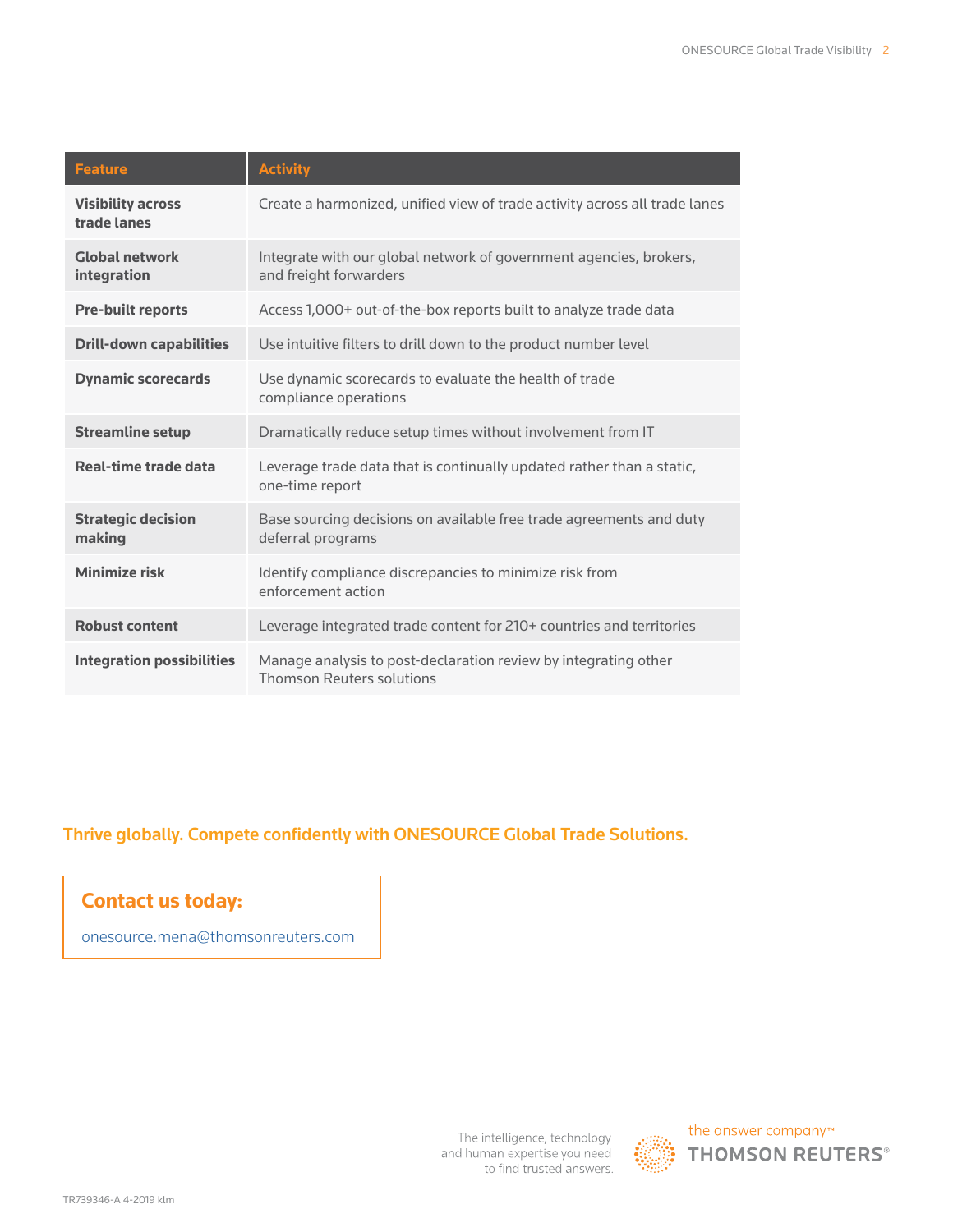| Feature | Activity |
|---|---|
| **Visibility across trade lanes** | Create a harmonized, unified view of trade activity across all trade lanes |
| **Global network integration** | Integrate with our global network of government agencies, brokers, and freight forwarders |
| **Pre-built reports** | Access 1,000+ out-of-the-box reports built to analyze trade data |
| **Drill-down capabilities** | Use intuitive filters to drill down to the product number level |
| **Dynamic scorecards** | Use dynamic scorecards to evaluate the health of trade compliance operations |
| **Streamline setup** | Dramatically reduce setup times without involvement from IT |
| **Real-time trade data** | Leverage trade data that is continually updated rather than a static, one-time report |
| **Strategic decision making** | Base sourcing decisions on available free trade agreements and duty deferral programs |
| **Minimize risk** | Identify compliance discrepancies to minimize risk from enforcement action |
| **Robust content** | Leverage integrated trade content for 210+ countries and territories |
| **Integration possibilities** | Manage analysis to post-declaration review by integrating other Thomson Reuters solutions |

**Thrive globally. Compete confidently with ONESOURCE Global Trade Solutions.**

## Contact us today:

onesource.mena@thomsonreuters.com

The intelligence, technology and human expertise you need to find trusted answers.

the answer company™
THOMSON REUTERS®

TR739346-A 4-2019 klm